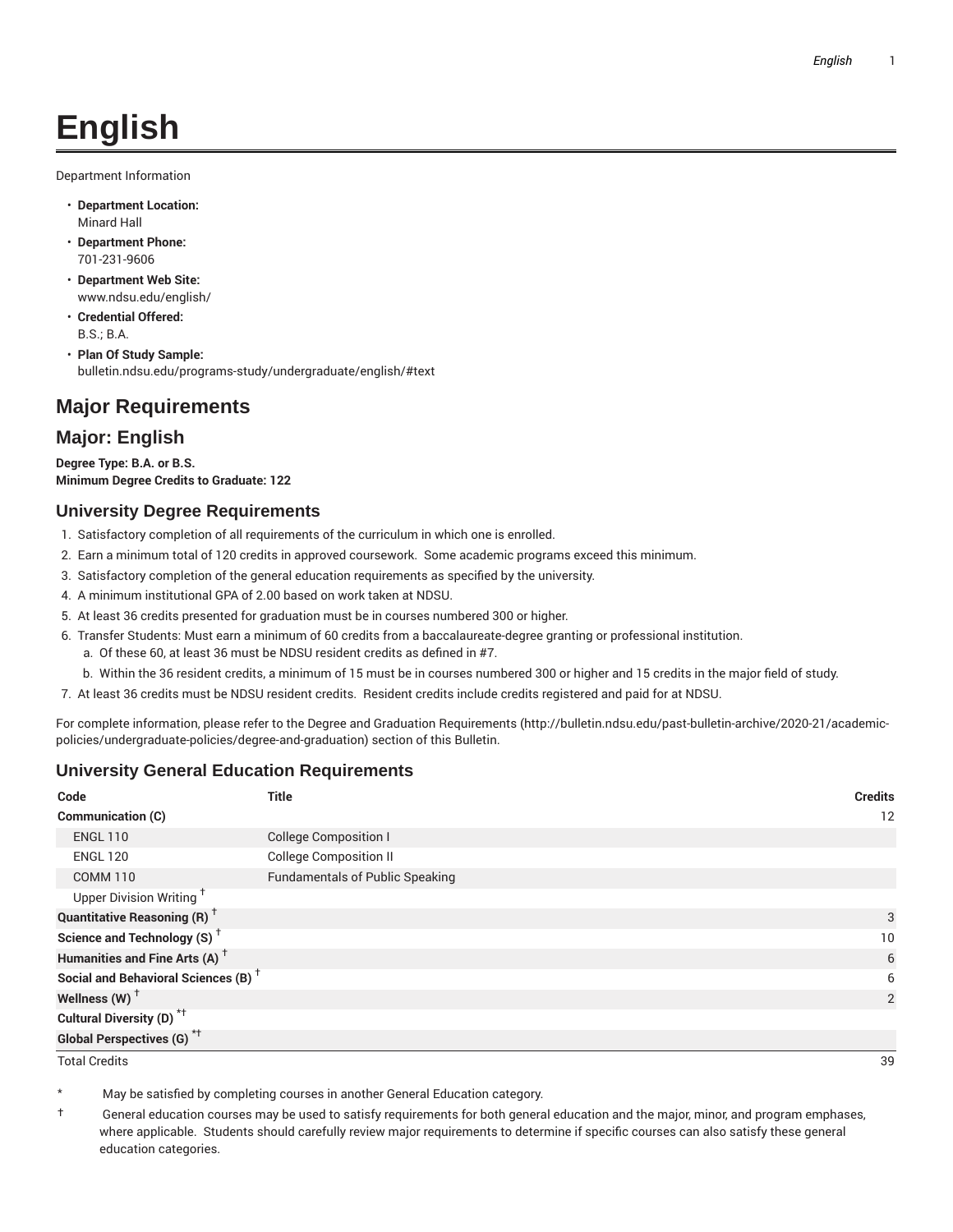# English

Department Information

- **Department Location:**
  Minard Hall
- **Department Phone:**
  701-231-9606
- **Department Web Site:**
  www.ndsu.edu/english/
- **Credential Offered:**
  B.S.; B.A.
- **Plan Of Study Sample:**
  bulletin.ndsu.edu/programs-study/undergraduate/english/#text

## Major Requirements

## Major: English

**Degree Type: B.A. or B.S.**
**Minimum Degree Credits to Graduate: 122**

### University Degree Requirements

1. Satisfactory completion of all requirements of the curriculum in which one is enrolled.
2. Earn a minimum total of 120 credits in approved coursework. Some academic programs exceed this minimum.
3. Satisfactory completion of the general education requirements as specified by the university.
4. A minimum institutional GPA of 2.00 based on work taken at NDSU.
5. At least 36 credits presented for graduation must be in courses numbered 300 or higher.
6. Transfer Students: Must earn a minimum of 60 credits from a baccalaureate-degree granting or professional institution.
   a. Of these 60, at least 36 must be NDSU resident credits as defined in #7.
   b. Within the 36 resident credits, a minimum of 15 must be in courses numbered 300 or higher and 15 credits in the major field of study.
7. At least 36 credits must be NDSU resident credits. Resident credits include credits registered and paid for at NDSU.

For complete information, please refer to the Degree and Graduation Requirements (http://bulletin.ndsu.edu/past-bulletin-archive/2020-21/academic-policies/undergraduate-policies/degree-and-graduation) section of this Bulletin.

### University General Education Requirements

| Code | Title | Credits |
|---|---|---|
| **Communication (C)** | | 12 |
| ENGL 110 | College Composition I | |
| ENGL 120 | College Composition II | |
| COMM 110 | Fundamentals of Public Speaking | |
| Upper Division Writing † | | |
| **Quantitative Reasoning (R) †** | | 3 |
| **Science and Technology (S) †** | | 10 |
| **Humanities and Fine Arts (A) †** | | 6 |
| **Social and Behavioral Sciences (B) †** | | 6 |
| **Wellness (W) †** | | 2 |
| **Cultural Diversity (D) *†** | | |
| **Global Perspectives (G) *†** | | |
| Total Credits | | 39 |

\* May be satisfied by completing courses in another General Education category.

† General education courses may be used to satisfy requirements for both general education and the major, minor, and program emphases, where applicable. Students should carefully review major requirements to determine if specific courses can also satisfy these general education categories.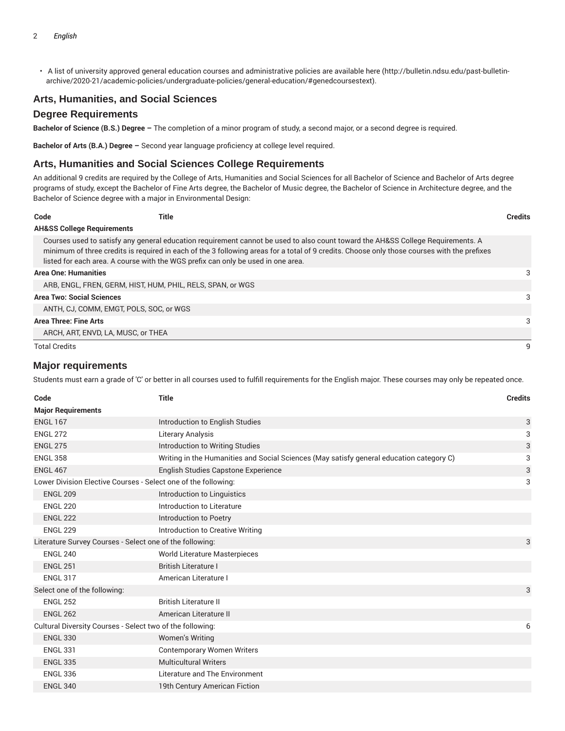- A list of university approved general education courses and administrative policies are available here (http://bulletin.ndsu.edu/past-bulletin-archive/2020-21/academic-policies/undergraduate-policies/general-education/#genedcoursestext).

## Arts, Humanities, and Social Sciences

## Degree Requirements

**Bachelor of Science (B.S.) Degree –** The completion of a minor program of study, a second major, or a second degree is required.

**Bachelor of Arts (B.A.) Degree –** Second year language proficiency at college level required.

## Arts, Humanities and Social Sciences College Requirements

An additional 9 credits are required by the College of Arts, Humanities and Social Sciences for all Bachelor of Science and Bachelor of Arts degree programs of study, except the Bachelor of Fine Arts degree, the Bachelor of Music degree, the Bachelor of Science in Architecture degree, and the Bachelor of Science degree with a major in Environmental Design:

| Code | Title | Credits |
|---|---|---|
| **AH&SS College Requirements** | | |
| Courses used to satisfy any general education requirement cannot be used to also count toward the AH&SS College Requirements. A minimum of three credits is required in each of the 3 following areas for a total of 9 credits. Choose only those courses with the prefixes listed for each area. A course with the WGS prefix can only be used in one area. | | |
| **Area One: Humanities** | | 3 |
| ARB, ENGL, FREN, GERM, HIST, HUM, PHIL, RELS, SPAN, or WGS | | |
| **Area Two: Social Sciences** | | 3 |
| ANTH, CJ, COMM, EMGT, POLS, SOC, or WGS | | |
| **Area Three: Fine Arts** | | 3 |
| ARCH, ART, ENVD, LA, MUSC, or THEA | | |
| Total Credits | | 9 |

## Major requirements

Students must earn a grade of 'C' or better in all courses used to fulfill requirements for the English major. These courses may only be repeated once.

| Code | Title | Credits |
|---|---|---|
| **Major Requirements** | | |
| ENGL 167 | Introduction to English Studies | 3 |
| ENGL 272 | Literary Analysis | 3 |
| ENGL 275 | Introduction to Writing Studies | 3 |
| ENGL 358 | Writing in the Humanities and Social Sciences (May satisfy general education category C) | 3 |
| ENGL 467 | English Studies Capstone Experience | 3 |
| Lower Division Elective Courses - Select one of the following: | | 3 |
| ENGL 209 | Introduction to Linguistics | |
| ENGL 220 | Introduction to Literature | |
| ENGL 222 | Introduction to Poetry | |
| ENGL 229 | Introduction to Creative Writing | |
| Literature Survey Courses - Select one of the following: | | 3 |
| ENGL 240 | World Literature Masterpieces | |
| ENGL 251 | British Literature I | |
| ENGL 317 | American Literature I | |
| Select one of the following: | | 3 |
| ENGL 252 | British Literature II | |
| ENGL 262 | American Literature II | |
| Cultural Diversity Courses - Select two of the following: | | 6 |
| ENGL 330 | Women's Writing | |
| ENGL 331 | Contemporary Women Writers | |
| ENGL 335 | Multicultural Writers | |
| ENGL 336 | Literature and The Environment | |
| ENGL 340 | 19th Century American Fiction | |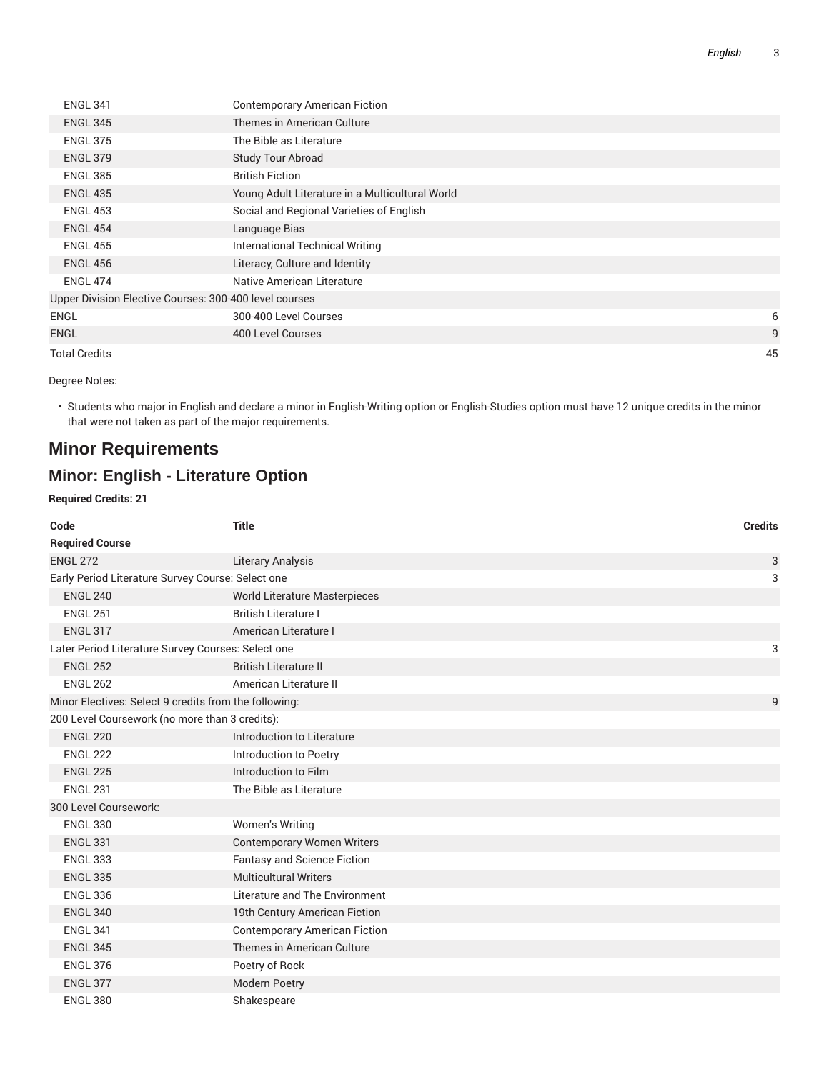| Code | Title | Credits |
|---|---|---|
| ENGL 341 | Contemporary American Fiction | |
| ENGL 345 | Themes in American Culture | |
| ENGL 375 | The Bible as Literature | |
| ENGL 379 | Study Tour Abroad | |
| ENGL 385 | British Fiction | |
| ENGL 435 | Young Adult Literature in a Multicultural World | |
| ENGL 453 | Social and Regional Varieties of English | |
| ENGL 454 | Language Bias | |
| ENGL 455 | International Technical Writing | |
| ENGL 456 | Literacy, Culture and Identity | |
| ENGL 474 | Native American Literature | |
| Upper Division Elective Courses: 300-400 level courses | | |
| ENGL | 300-400 Level Courses | 6 |
| ENGL | 400 Level Courses | 9 |
| Total Credits | | 45 |

Degree Notes:

- Students who major in English and declare a minor in English-Writing option or English-Studies option must have 12 unique credits in the minor that were not taken as part of the major requirements.

## Minor Requirements

## Minor: English - Literature Option

**Required Credits: 21**

| Code | Title | Credits |
|---|---|---|
| **Required Course** | | |
| ENGL 272 | Literary Analysis | 3 |
| Early Period Literature Survey Course: Select one | | 3 |
| ENGL 240 | World Literature Masterpieces | |
| ENGL 251 | British Literature I | |
| ENGL 317 | American Literature I | |
| Later Period Literature Survey Courses: Select one | | 3 |
| ENGL 252 | British Literature II | |
| ENGL 262 | American Literature II | |
| Minor Electives: Select 9 credits from the following: | | 9 |
| 200 Level Coursework (no more than 3 credits): | | |
| ENGL 220 | Introduction to Literature | |
| ENGL 222 | Introduction to Poetry | |
| ENGL 225 | Introduction to Film | |
| ENGL 231 | The Bible as Literature | |
| 300 Level Coursework: | | |
| ENGL 330 | Women's Writing | |
| ENGL 331 | Contemporary Women Writers | |
| ENGL 333 | Fantasy and Science Fiction | |
| ENGL 335 | Multicultural Writers | |
| ENGL 336 | Literature and The Environment | |
| ENGL 340 | 19th Century American Fiction | |
| ENGL 341 | Contemporary American Fiction | |
| ENGL 345 | Themes in American Culture | |
| ENGL 376 | Poetry of Rock | |
| ENGL 377 | Modern Poetry | |
| ENGL 380 | Shakespeare | |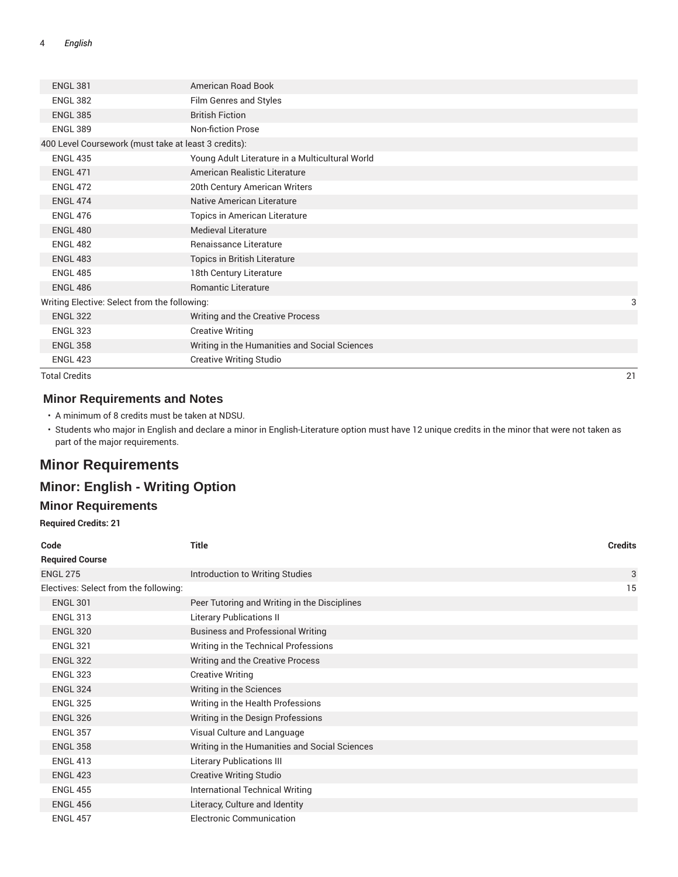| | | |
|---|---|---|
| ENGL 381 | American Road Book | |
| ENGL 382 | Film Genres and Styles | |
| ENGL 385 | British Fiction | |
| ENGL 389 | Non-fiction Prose | |
| 400 Level Coursework (must take at least 3 credits): | | |
| ENGL 435 | Young Adult Literature in a Multicultural World | |
| ENGL 471 | American Realistic Literature | |
| ENGL 472 | 20th Century American Writers | |
| ENGL 474 | Native American Literature | |
| ENGL 476 | Topics in American Literature | |
| ENGL 480 | Medieval Literature | |
| ENGL 482 | Renaissance Literature | |
| ENGL 483 | Topics in British Literature | |
| ENGL 485 | 18th Century Literature | |
| ENGL 486 | Romantic Literature | |
| Writing Elective: Select from the following: | | 3 |
| ENGL 322 | Writing and the Creative Process | |
| ENGL 323 | Creative Writing | |
| ENGL 358 | Writing in the Humanities and Social Sciences | |
| ENGL 423 | Creative Writing Studio | |
| Total Credits | | 21 |

### Minor Requirements and Notes

- A minimum of 8 credits must be taken at NDSU.
- Students who major in English and declare a minor in English-Literature option must have 12 unique credits in the minor that were not taken as part of the major requirements.

## Minor Requirements

## Minor: English - Writing Option

### Minor Requirements

**Required Credits: 21**

| Code | Title | Credits |
|---|---|---|
| **Required Course** | | |
| ENGL 275 | Introduction to Writing Studies | 3 |
| Electives: Select from the following: | | 15 |
| ENGL 301 | Peer Tutoring and Writing in the Disciplines | |
| ENGL 313 | Literary Publications II | |
| ENGL 320 | Business and Professional Writing | |
| ENGL 321 | Writing in the Technical Professions | |
| ENGL 322 | Writing and the Creative Process | |
| ENGL 323 | Creative Writing | |
| ENGL 324 | Writing in the Sciences | |
| ENGL 325 | Writing in the Health Professions | |
| ENGL 326 | Writing in the Design Professions | |
| ENGL 357 | Visual Culture and Language | |
| ENGL 358 | Writing in the Humanities and Social Sciences | |
| ENGL 413 | Literary Publications III | |
| ENGL 423 | Creative Writing Studio | |
| ENGL 455 | International Technical Writing | |
| ENGL 456 | Literacy, Culture and Identity | |
| ENGL 457 | Electronic Communication | |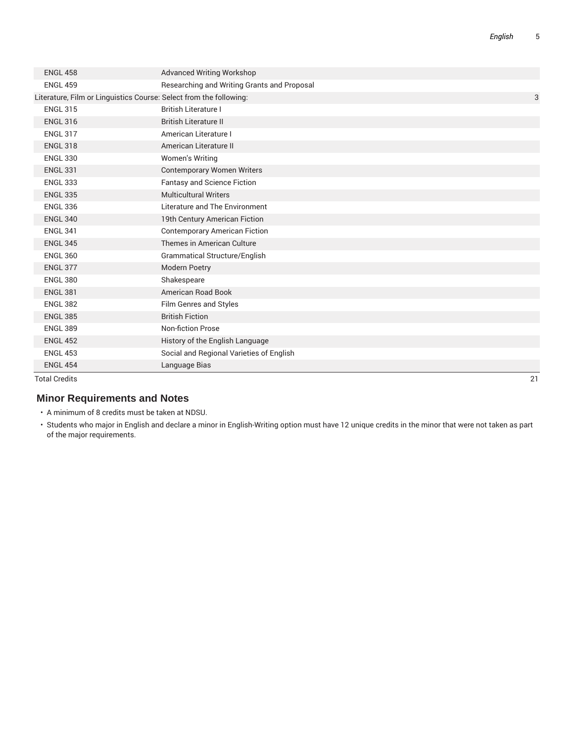| | | |
|---|---|---|
| ENGL 458 | Advanced Writing Workshop | |
| ENGL 459 | Researching and Writing Grants and Proposal | |
| Literature, Film or Linguistics Course: Select from the following: | | 3 |
| ENGL 315 | British Literature I | |
| ENGL 316 | British Literature II | |
| ENGL 317 | American Literature I | |
| ENGL 318 | American Literature II | |
| ENGL 330 | Women's Writing | |
| ENGL 331 | Contemporary Women Writers | |
| ENGL 333 | Fantasy and Science Fiction | |
| ENGL 335 | Multicultural Writers | |
| ENGL 336 | Literature and The Environment | |
| ENGL 340 | 19th Century American Fiction | |
| ENGL 341 | Contemporary American Fiction | |
| ENGL 345 | Themes in American Culture | |
| ENGL 360 | Grammatical Structure/English | |
| ENGL 377 | Modern Poetry | |
| ENGL 380 | Shakespeare | |
| ENGL 381 | American Road Book | |
| ENGL 382 | Film Genres and Styles | |
| ENGL 385 | British Fiction | |
| ENGL 389 | Non-fiction Prose | |
| ENGL 452 | History of the English Language | |
| ENGL 453 | Social and Regional Varieties of English | |
| ENGL 454 | Language Bias | |
| Total Credits | | 21 |

## Minor Requirements and Notes

- A minimum of 8 credits must be taken at NDSU.
- Students who major in English and declare a minor in English-Writing option must have 12 unique credits in the minor that were not taken as part of the major requirements.